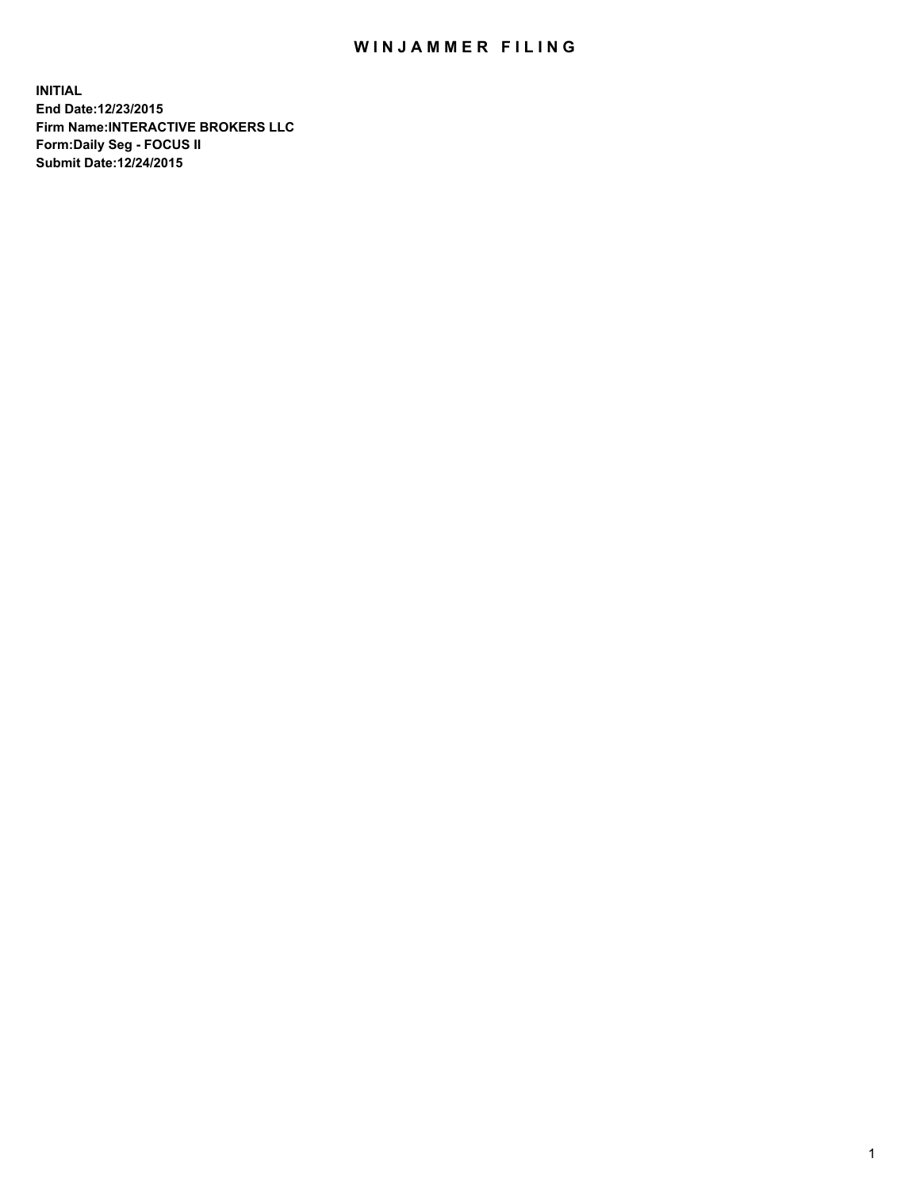# WINJAMMER FILING

**INITIAL**
**End Date:12/23/2015**
**Firm Name:INTERACTIVE BROKERS LLC**
**Form:Daily Seg - FOCUS II**
**Submit Date:12/24/2015**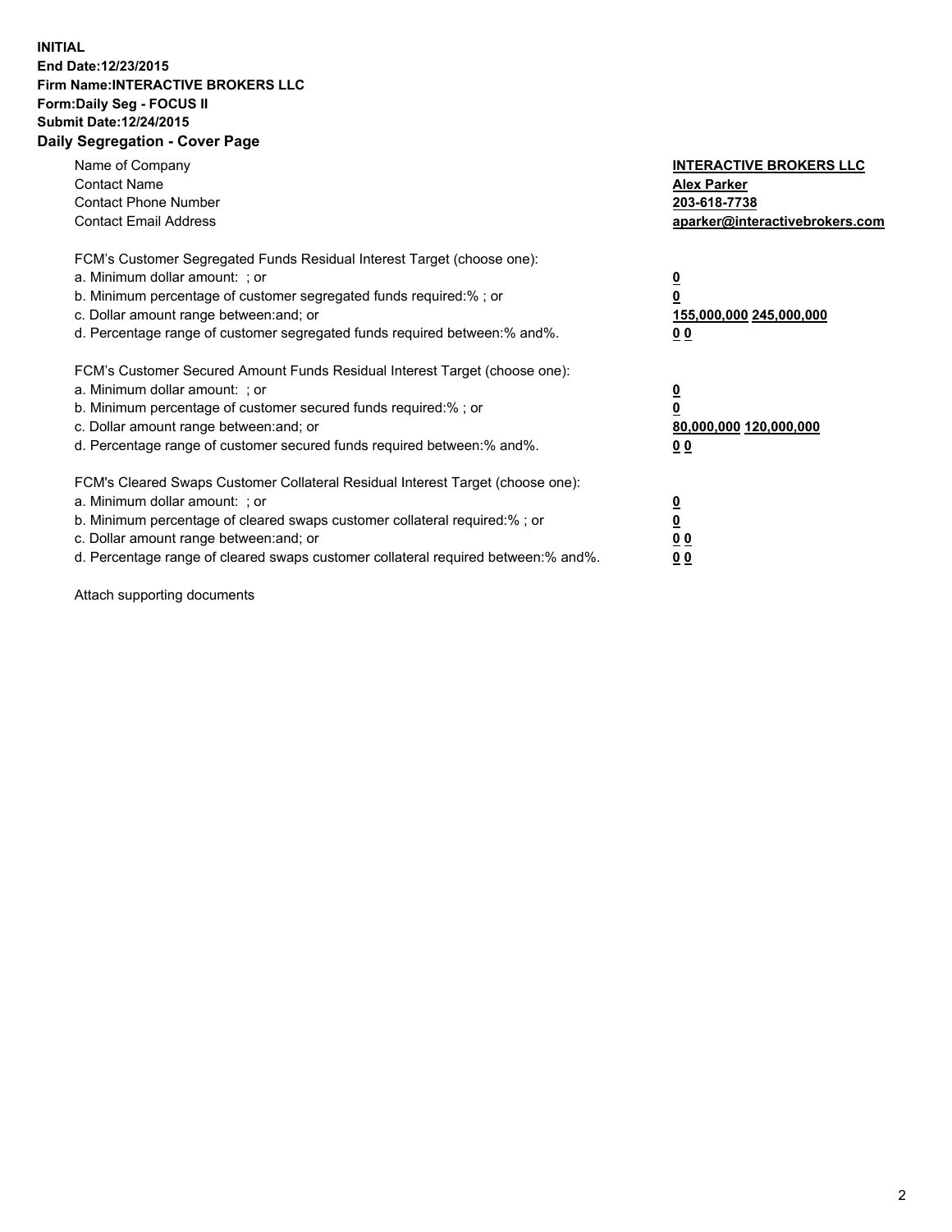**INITIAL**
**End Date:12/23/2015**
**Firm Name:INTERACTIVE BROKERS LLC**
**Form:Daily Seg - FOCUS II**
**Submit Date:12/24/2015**

## Daily Segregation - Cover Page

| | |
|---|---|
| Name of Company | **INTERACTIVE BROKERS LLC** |
| Contact Name | **Alex Parker** |
| Contact Phone Number | **203-618-7738** |
| Contact Email Address | **aparker@interactivebrokers.com** |

FCM's Customer Segregated Funds Residual Interest Target (choose one):

| | |
|---|---|
| a. Minimum dollar amount: ; or | **0** |
| b. Minimum percentage of customer segregated funds required:% ; or | **0** |
| c. Dollar amount range between:and; or | **155,000,000 245,000,000** |
| d. Percentage range of customer segregated funds required between:% and%. | **0 0** |

FCM's Customer Secured Amount Funds Residual Interest Target (choose one):

| | |
|---|---|
| a. Minimum dollar amount: ; or | **0** |
| b. Minimum percentage of customer secured funds required:% ; or | **0** |
| c. Dollar amount range between:and; or | **80,000,000 120,000,000** |
| d. Percentage range of customer secured funds required between:% and%. | **0 0** |

FCM's Cleared Swaps Customer Collateral Residual Interest Target (choose one):

| | |
|---|---|
| a. Minimum dollar amount: ; or | **0** |
| b. Minimum percentage of cleared swaps customer collateral required:% ; or | **0** |
| c. Dollar amount range between:and; or | **0 0** |
| d. Percentage range of cleared swaps customer collateral required between:% and%. | **0 0** |

Attach supporting documents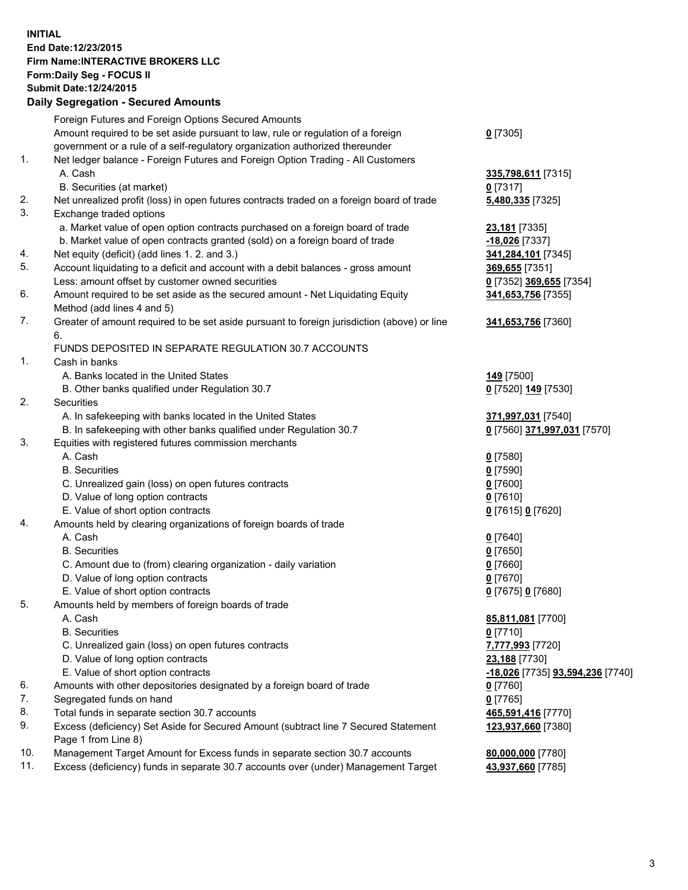**INITIAL**
**End Date:12/23/2015**
**Firm Name:INTERACTIVE BROKERS LLC**
**Form:Daily Seg - FOCUS II**
**Submit Date:12/24/2015**

## Daily Segregation - Secured Amounts

| | | |
|---|---|---|
| | Foreign Futures and Foreign Options Secured Amounts | |
| | Amount required to be set aside pursuant to law, rule or regulation of a foreign government or a rule of a self-regulatory organization authorized thereunder | **0** [7305] |
| 1. | Net ledger balance - Foreign Futures and Foreign Option Trading - All Customers | |
| | A. Cash | **335,798,611** [7315] |
| | B. Securities (at market) | **0** [7317] |
| 2. | Net unrealized profit (loss) in open futures contracts traded on a foreign board of trade | **5,480,335** [7325] |
| 3. | Exchange traded options | |
| | a. Market value of open option contracts purchased on a foreign board of trade | **23,181** [7335] |
| | b. Market value of open contracts granted (sold) on a foreign board of trade | **-18,026** [7337] |
| 4. | Net equity (deficit) (add lines 1. 2. and 3.) | **341,284,101** [7345] |
| 5. | Account liquidating to a deficit and account with a debit balances - gross amount | **369,655** [7351] |
| | Less: amount offset by customer owned securities | **0** [7352] **369,655** [7354] |
| 6. | Amount required to be set aside as the secured amount - Net Liquidating Equity Method (add lines 4 and 5) | **341,653,756** [7355] |
| 7. | Greater of amount required to be set aside pursuant to foreign jurisdiction (above) or line 6. | **341,653,756** [7360] |
| | FUNDS DEPOSITED IN SEPARATE REGULATION 30.7 ACCOUNTS | |
| 1. | Cash in banks | |
| | A. Banks located in the United States | **149** [7500] |
| | B. Other banks qualified under Regulation 30.7 | **0** [7520] **149** [7530] |
| 2. | Securities | |
| | A. In safekeeping with banks located in the United States | **371,997,031** [7540] |
| | B. In safekeeping with other banks qualified under Regulation 30.7 | **0** [7560] **371,997,031** [7570] |
| 3. | Equities with registered futures commission merchants | |
| | A. Cash | **0** [7580] |
| | B. Securities | **0** [7590] |
| | C. Unrealized gain (loss) on open futures contracts | **0** [7600] |
| | D. Value of long option contracts | **0** [7610] |
| | E. Value of short option contracts | **0** [7615] **0** [7620] |
| 4. | Amounts held by clearing organizations of foreign boards of trade | |
| | A. Cash | **0** [7640] |
| | B. Securities | **0** [7650] |
| | C. Amount due to (from) clearing organization - daily variation | **0** [7660] |
| | D. Value of long option contracts | **0** [7670] |
| | E. Value of short option contracts | **0** [7675] **0** [7680] |
| 5. | Amounts held by members of foreign boards of trade | |
| | A. Cash | **85,811,081** [7700] |
| | B. Securities | **0** [7710] |
| | C. Unrealized gain (loss) on open futures contracts | **7,777,993** [7720] |
| | D. Value of long option contracts | **23,188** [7730] |
| | E. Value of short option contracts | **-18,026** [7735] **93,594,236** [7740] |
| 6. | Amounts with other depositories designated by a foreign board of trade | **0** [7760] |
| 7. | Segregated funds on hand | **0** [7765] |
| 8. | Total funds in separate section 30.7 accounts | **465,591,416** [7770] |
| 9. | Excess (deficiency) Set Aside for Secured Amount (subtract line 7 Secured Statement Page 1 from Line 8) | **123,937,660** [7380] |
| 10. | Management Target Amount for Excess funds in separate section 30.7 accounts | **80,000,000** [7780] |
| 11. | Excess (deficiency) funds in separate 30.7 accounts over (under) Management Target | **43,937,660** [7785] |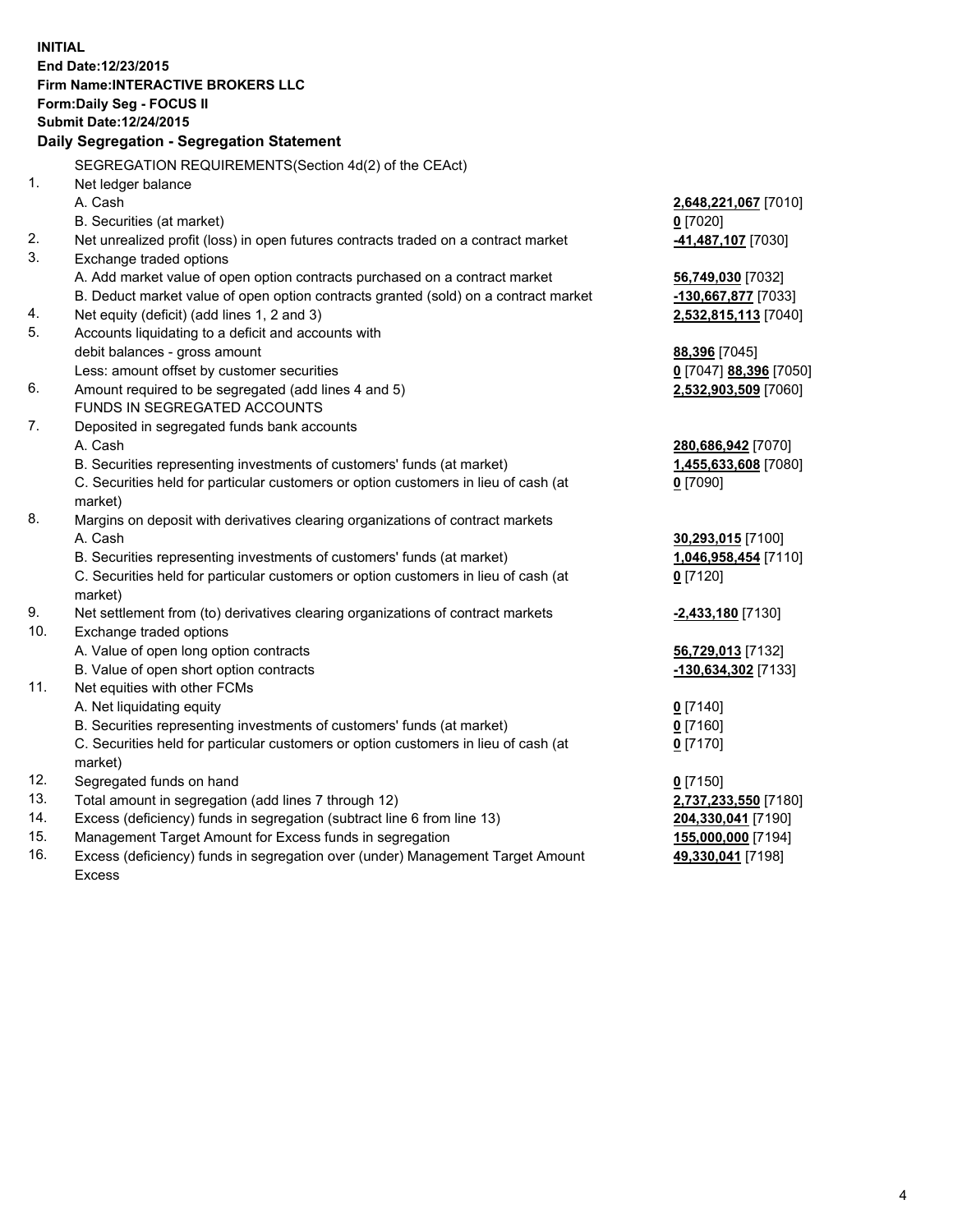**INITIAL**
**End Date:12/23/2015**
**Firm Name:INTERACTIVE BROKERS LLC**
**Form:Daily Seg - FOCUS II**
**Submit Date:12/24/2015**

## Daily Segregation - Segregation Statement

| | | |
|---|---|---|
| | SEGREGATION REQUIREMENTS(Section 4d(2) of the CEAct) | |
| 1. | Net ledger balance | |
| | A. Cash | **2,648,221,067** [7010] |
| | B. Securities (at market) | **0** [7020] |
| 2. | Net unrealized profit (loss) in open futures contracts traded on a contract market | **-41,487,107** [7030] |
| 3. | Exchange traded options | |
| | A. Add market value of open option contracts purchased on a contract market | **56,749,030** [7032] |
| | B. Deduct market value of open option contracts granted (sold) on a contract market | **-130,667,877** [7033] |
| 4. | Net equity (deficit) (add lines 1, 2 and 3) | **2,532,815,113** [7040] |
| 5. | Accounts liquidating to a deficit and accounts with debit balances - gross amount | **88,396** [7045] |
| | Less: amount offset by customer securities | **0** [7047] **88,396** [7050] |
| 6. | Amount required to be segregated (add lines 4 and 5) | **2,532,903,509** [7060] |
| | FUNDS IN SEGREGATED ACCOUNTS | |
| 7. | Deposited in segregated funds bank accounts | |
| | A. Cash | **280,686,942** [7070] |
| | B. Securities representing investments of customers' funds (at market) | **1,455,633,608** [7080] |
| | C. Securities held for particular customers or option customers in lieu of cash (at market) | **0** [7090] |
| 8. | Margins on deposit with derivatives clearing organizations of contract markets | |
| | A. Cash | **30,293,015** [7100] |
| | B. Securities representing investments of customers' funds (at market) | **1,046,958,454** [7110] |
| | C. Securities held for particular customers or option customers in lieu of cash (at market) | **0** [7120] |
| 9. | Net settlement from (to) derivatives clearing organizations of contract markets | **-2,433,180** [7130] |
| 10. | Exchange traded options | |
| | A. Value of open long option contracts | **56,729,013** [7132] |
| | B. Value of open short option contracts | **-130,634,302** [7133] |
| 11. | Net equities with other FCMs | |
| | A. Net liquidating equity | **0** [7140] |
| | B. Securities representing investments of customers' funds (at market) | **0** [7160] |
| | C. Securities held for particular customers or option customers in lieu of cash (at market) | **0** [7170] |
| 12. | Segregated funds on hand | **0** [7150] |
| 13. | Total amount in segregation (add lines 7 through 12) | **2,737,233,550** [7180] |
| 14. | Excess (deficiency) funds in segregation (subtract line 6 from line 13) | **204,330,041** [7190] |
| 15. | Management Target Amount for Excess funds in segregation | **155,000,000** [7194] |
| 16. | Excess (deficiency) funds in segregation over (under) Management Target Amount Excess | **49,330,041** [7198] |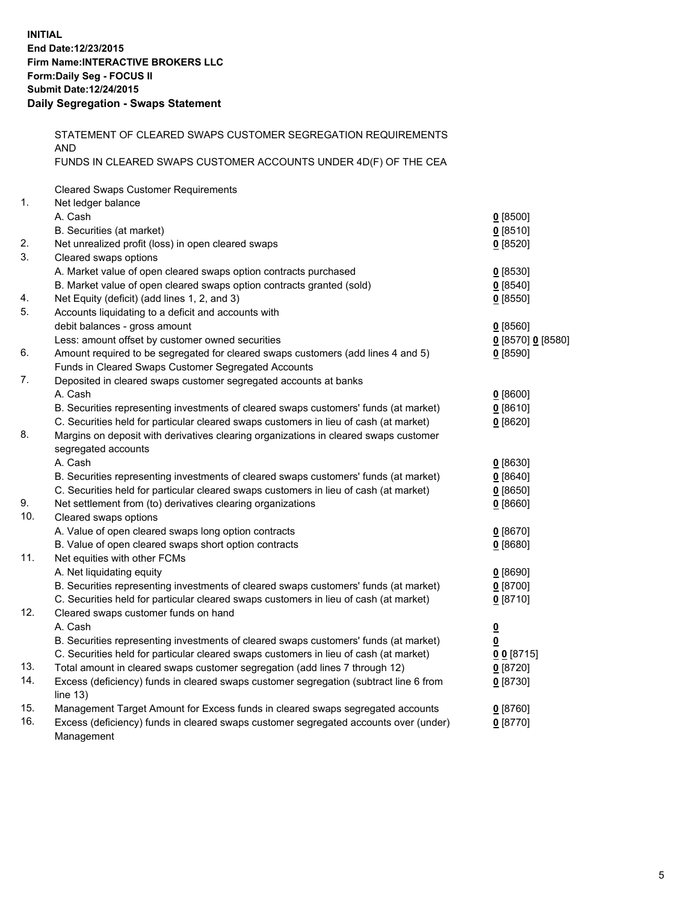**INITIAL**
**End Date:12/23/2015**
**Firm Name:INTERACTIVE BROKERS LLC**
**Form:Daily Seg - FOCUS II**
**Submit Date:12/24/2015**
**Daily Segregation - Swaps Statement**

STATEMENT OF CLEARED SWAPS CUSTOMER SEGREGATION REQUIREMENTS AND FUNDS IN CLEARED SWAPS CUSTOMER ACCOUNTS UNDER 4D(F) OF THE CEA

| | | |
|---|---|---|
| | Cleared Swaps Customer Requirements | |
| 1. | Net ledger balance | |
| | A. Cash | 0 [8500] |
| | B. Securities (at market) | 0 [8510] |
| 2. | Net unrealized profit (loss) in open cleared swaps | 0 [8520] |
| 3. | Cleared swaps options | |
| | A. Market value of open cleared swaps option contracts purchased | 0 [8530] |
| | B. Market value of open cleared swaps option contracts granted (sold) | 0 [8540] |
| 4. | Net Equity (deficit) (add lines 1, 2, and 3) | 0 [8550] |
| 5. | Accounts liquidating to a deficit and accounts with debit balances - gross amount | 0 [8560] |
| | Less: amount offset by customer owned securities | 0 [8570] 0 [8580] |
| 6. | Amount required to be segregated for cleared swaps customers (add lines 4 and 5) | 0 [8590] |
| | Funds in Cleared Swaps Customer Segregated Accounts | |
| 7. | Deposited in cleared swaps customer segregated accounts at banks | |
| | A. Cash | 0 [8600] |
| | B. Securities representing investments of cleared swaps customers' funds (at market) | 0 [8610] |
| | C. Securities held for particular cleared swaps customers in lieu of cash (at market) | 0 [8620] |
| 8. | Margins on deposit with derivatives clearing organizations in cleared swaps customer segregated accounts | |
| | A. Cash | 0 [8630] |
| | B. Securities representing investments of cleared swaps customers' funds (at market) | 0 [8640] |
| | C. Securities held for particular cleared swaps customers in lieu of cash (at market) | 0 [8650] |
| 9. | Net settlement from (to) derivatives clearing organizations | 0 [8660] |
| 10. | Cleared swaps options | |
| | A. Value of open cleared swaps long option contracts | 0 [8670] |
| | B. Value of open cleared swaps short option contracts | 0 [8680] |
| 11. | Net equities with other FCMs | |
| | A. Net liquidating equity | 0 [8690] |
| | B. Securities representing investments of cleared swaps customers' funds (at market) | 0 [8700] |
| | C. Securities held for particular cleared swaps customers in lieu of cash (at market) | 0 [8710] |
| 12. | Cleared swaps customer funds on hand | |
| | A. Cash | 0 |
| | B. Securities representing investments of cleared swaps customers' funds (at market) | 0 |
| | C. Securities held for particular cleared swaps customers in lieu of cash (at market) | 0 0 [8715] |
| 13. | Total amount in cleared swaps customer segregation (add lines 7 through 12) | 0 [8720] |
| 14. | Excess (deficiency) funds in cleared swaps customer segregation (subtract line 6 from line 13) | 0 [8730] |
| 15. | Management Target Amount for Excess funds in cleared swaps segregated accounts | 0 [8760] |
| 16. | Excess (deficiency) funds in cleared swaps customer segregated accounts over (under) Management | 0 [8770] |